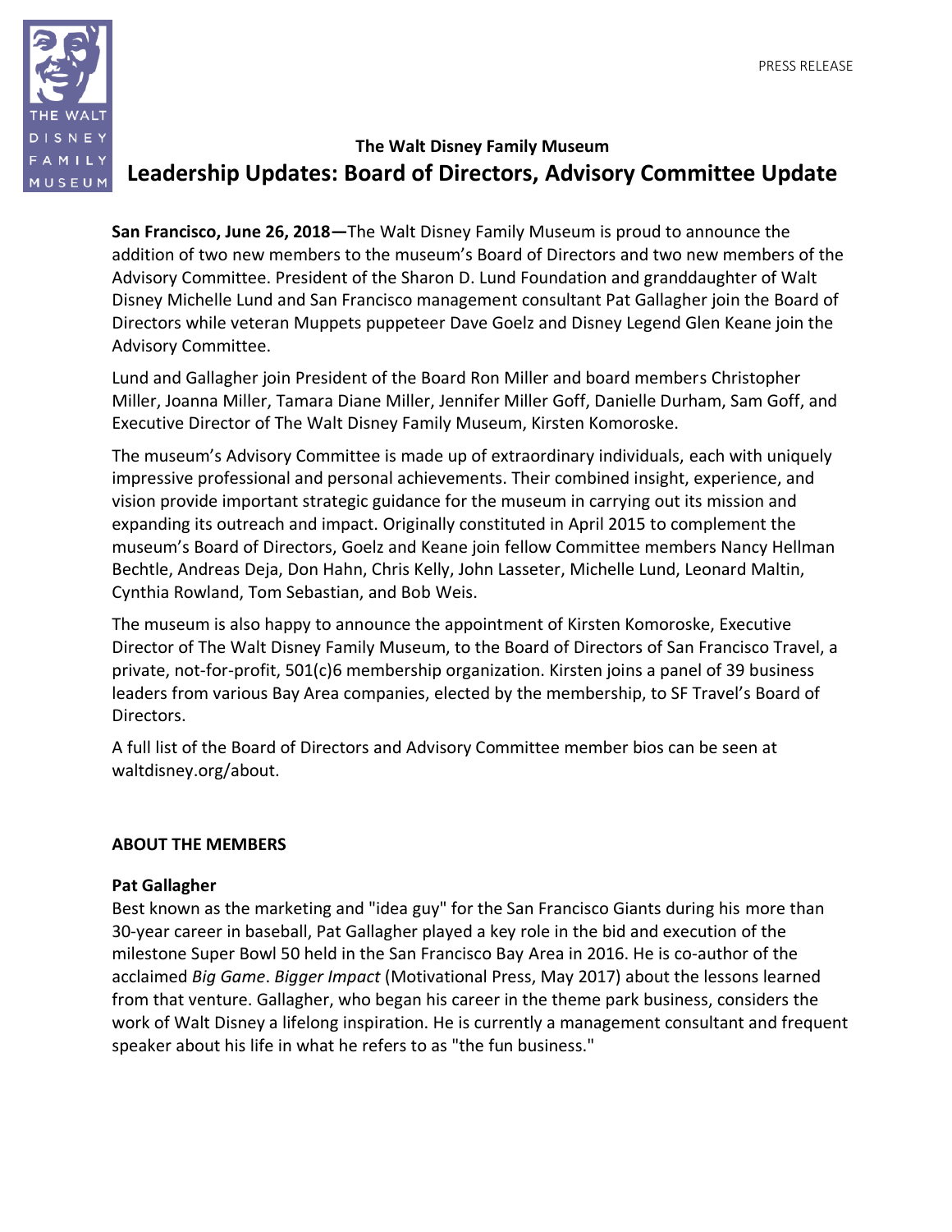PRESS RELEASE

**The Walt Disney Family Museum**

# Leadership Updates: Board of Directors, Advisory Committee Update

**San Francisco, June 26, 2018—**The Walt Disney Family Museum is proud to announce the addition of two new members to the museum's Board of Directors and two new members of the Advisory Committee. President of the Sharon D. Lund Foundation and granddaughter of Walt Disney Michelle Lund and San Francisco management consultant Pat Gallagher join the Board of Directors while veteran Muppets puppeteer Dave Goelz and Disney Legend Glen Keane join the Advisory Committee.

Lund and Gallagher join President of the Board Ron Miller and board members Christopher Miller, Joanna Miller, Tamara Diane Miller, Jennifer Miller Goff, Danielle Durham, Sam Goff, and Executive Director of The Walt Disney Family Museum, Kirsten Komoroske.

The museum's Advisory Committee is made up of extraordinary individuals, each with uniquely impressive professional and personal achievements. Their combined insight, experience, and vision provide important strategic guidance for the museum in carrying out its mission and expanding its outreach and impact. Originally constituted in April 2015 to complement the museum's Board of Directors, Goelz and Keane join fellow Committee members Nancy Hellman Bechtle, Andreas Deja, Don Hahn, Chris Kelly, John Lasseter, Michelle Lund, Leonard Maltin, Cynthia Rowland, Tom Sebastian, and Bob Weis.

The museum is also happy to announce the appointment of Kirsten Komoroske, Executive Director of The Walt Disney Family Museum, to the Board of Directors of San Francisco Travel, a private, not-for-profit, 501(c)6 membership organization. Kirsten joins a panel of 39 business leaders from various Bay Area companies, elected by the membership, to SF Travel's Board of Directors.

A full list of the Board of Directors and Advisory Committee member bios can be seen at waltdisney.org/about.

## ABOUT THE MEMBERS

### Pat Gallagher

Best known as the marketing and "idea guy" for the San Francisco Giants during his more than 30-year career in baseball, Pat Gallagher played a key role in the bid and execution of the milestone Super Bowl 50 held in the San Francisco Bay Area in 2016. He is co-author of the acclaimed *Big Game*. *Bigger Impact* (Motivational Press, May 2017) about the lessons learned from that venture. Gallagher, who began his career in the theme park business, considers the work of Walt Disney a lifelong inspiration. He is currently a management consultant and frequent speaker about his life in what he refers to as "the fun business."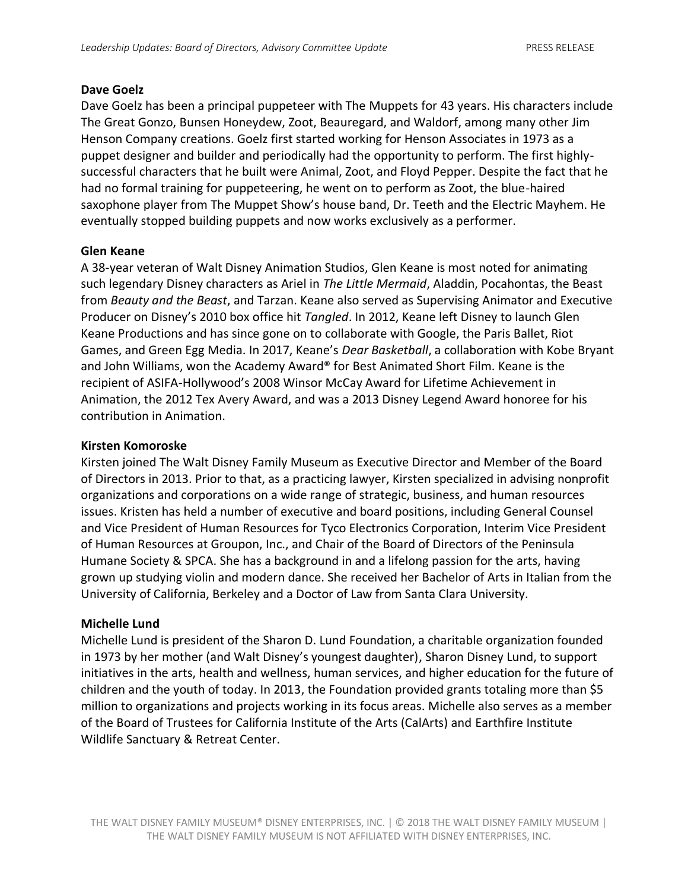**Dave Goelz**
Dave Goelz has been a principal puppeteer with The Muppets for 43 years. His characters include The Great Gonzo, Bunsen Honeydew, Zoot, Beauregard, and Waldorf, among many other Jim Henson Company creations. Goelz first started working for Henson Associates in 1973 as a puppet designer and builder and periodically had the opportunity to perform. The first highly-successful characters that he built were Animal, Zoot, and Floyd Pepper. Despite the fact that he had no formal training for puppeteering, he went on to perform as Zoot, the blue-haired saxophone player from The Muppet Show's house band, Dr. Teeth and the Electric Mayhem. He eventually stopped building puppets and now works exclusively as a performer.

**Glen Keane**
A 38-year veteran of Walt Disney Animation Studios, Glen Keane is most noted for animating such legendary Disney characters as Ariel in *The Little Mermaid*, Aladdin, Pocahontas, the Beast from *Beauty and the Beast*, and Tarzan. Keane also served as Supervising Animator and Executive Producer on Disney's 2010 box office hit *Tangled*. In 2012, Keane left Disney to launch Glen Keane Productions and has since gone on to collaborate with Google, the Paris Ballet, Riot Games, and Green Egg Media. In 2017, Keane's *Dear Basketball*, a collaboration with Kobe Bryant and John Williams, won the Academy Award® for Best Animated Short Film. Keane is the recipient of ASIFA-Hollywood's 2008 Winsor McCay Award for Lifetime Achievement in Animation, the 2012 Tex Avery Award, and was a 2013 Disney Legend Award honoree for his contribution in Animation.

**Kirsten Komoroske**
Kirsten joined The Walt Disney Family Museum as Executive Director and Member of the Board of Directors in 2013. Prior to that, as a practicing lawyer, Kirsten specialized in advising nonprofit organizations and corporations on a wide range of strategic, business, and human resources issues. Kristen has held a number of executive and board positions, including General Counsel and Vice President of Human Resources for Tyco Electronics Corporation, Interim Vice President of Human Resources at Groupon, Inc., and Chair of the Board of Directors of the Peninsula Humane Society & SPCA. She has a background in and a lifelong passion for the arts, having grown up studying violin and modern dance. She received her Bachelor of Arts in Italian from the University of California, Berkeley and a Doctor of Law from Santa Clara University.

**Michelle Lund**
Michelle Lund is president of the Sharon D. Lund Foundation, a charitable organization founded in 1973 by her mother (and Walt Disney's youngest daughter), Sharon Disney Lund, to support initiatives in the arts, health and wellness, human services, and higher education for the future of children and the youth of today. In 2013, the Foundation provided grants totaling more than $5 million to organizations and projects working in its focus areas. Michelle also serves as a member of the Board of Trustees for California Institute of the Arts (CalArts) and Earthfire Institute Wildlife Sanctuary & Retreat Center.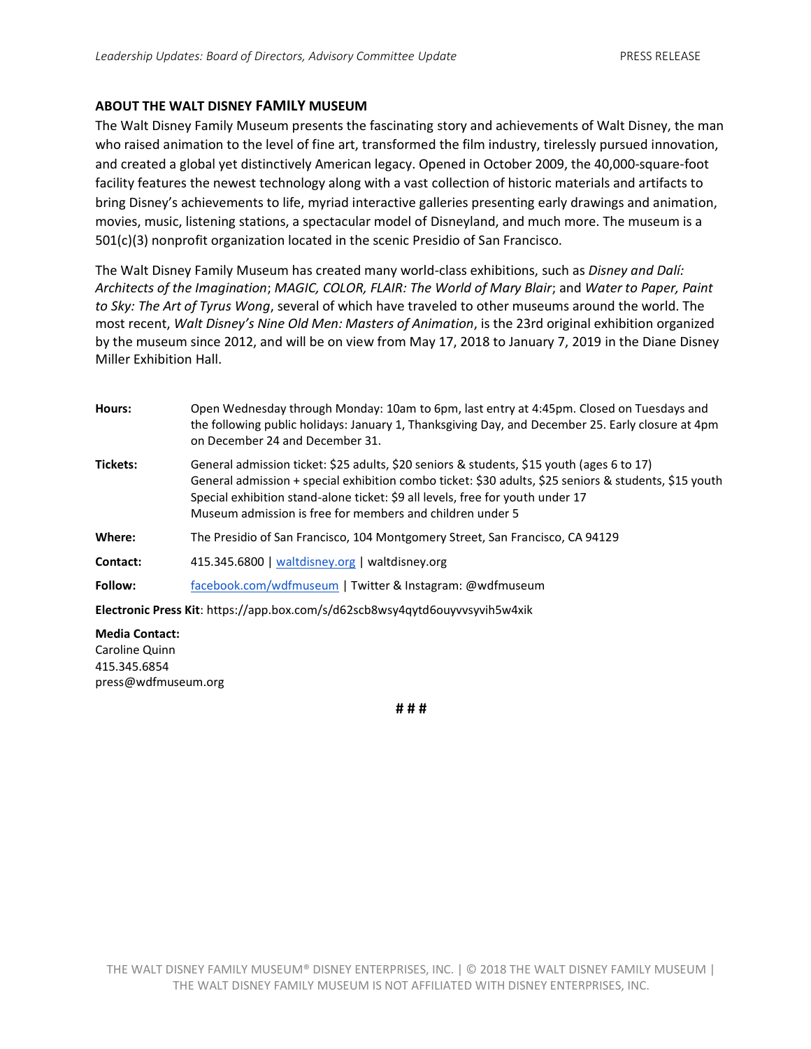## ABOUT THE WALT DISNEY FAMILY MUSEUM

The Walt Disney Family Museum presents the fascinating story and achievements of Walt Disney, the man who raised animation to the level of fine art, transformed the film industry, tirelessly pursued innovation, and created a global yet distinctively American legacy. Opened in October 2009, the 40,000-square-foot facility features the newest technology along with a vast collection of historic materials and artifacts to bring Disney's achievements to life, myriad interactive galleries presenting early drawings and animation, movies, music, listening stations, a spectacular model of Disneyland, and much more. The museum is a 501(c)(3) nonprofit organization located in the scenic Presidio of San Francisco.

The Walt Disney Family Museum has created many world-class exhibitions, such as *Disney and Dalí: Architects of the Imagination*; *MAGIC, COLOR, FLAIR: The World of Mary Blair*; and *Water to Paper, Paint to Sky: The Art of Tyrus Wong*, several of which have traveled to other museums around the world. The most recent, *Walt Disney's Nine Old Men: Masters of Animation*, is the 23rd original exhibition organized by the museum since 2012, and will be on view from May 17, 2018 to January 7, 2019 in the Diane Disney Miller Exhibition Hall.

| | |
|---|---|
| **Hours:** | Open Wednesday through Monday: 10am to 6pm, last entry at 4:45pm. Closed on Tuesdays and the following public holidays: January 1, Thanksgiving Day, and December 25. Early closure at 4pm on December 24 and December 31. |
| **Tickets:** | General admission ticket: $25 adults, $20 seniors & students, $15 youth (ages 6 to 17)<br>General admission + special exhibition combo ticket: $30 adults, $25 seniors & students, $15 youth<br>Special exhibition stand-alone ticket: $9 all levels, free for youth under 17<br>Museum admission is free for members and children under 5 |
| **Where:** | The Presidio of San Francisco, 104 Montgomery Street, San Francisco, CA 94129 |
| **Contact:** | 415.345.6800 \| waltdisney.org \| waltdisney.org |
| **Follow:** | facebook.com/wdfmuseum \| Twitter & Instagram: @wdfmuseum |

**Electronic Press Kit**: https://app.box.com/s/d62scb8wsy4qytd6ouyvvsyvih5w4xik

**Media Contact:**
Caroline Quinn
415.345.6854
press@wdfmuseum.org

# # #

THE WALT DISNEY FAMILY MUSEUM® DISNEY ENTERPRISES, INC. | © 2018 THE WALT DISNEY FAMILY MUSEUM | THE WALT DISNEY FAMILY MUSEUM IS NOT AFFILIATED WITH DISNEY ENTERPRISES, INC.